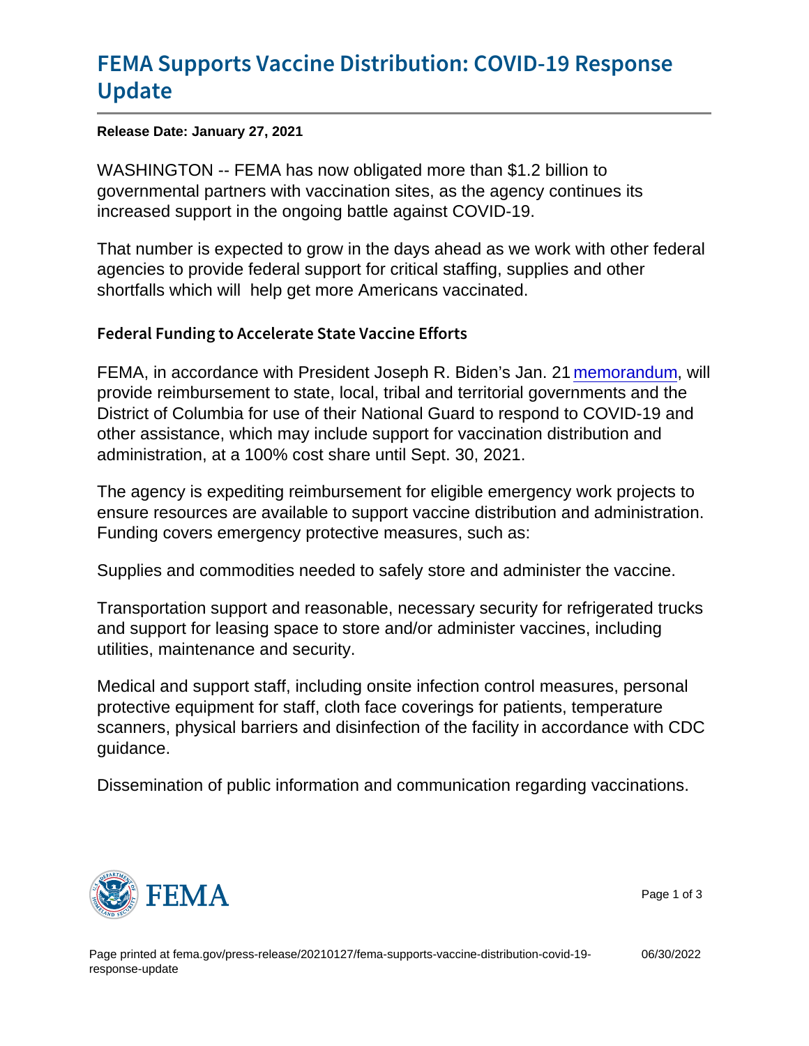# FEMA Supports Vaccine Distribution: COVID-19 Response Update

**Release Date: January 27, 2021**

WASHINGTON -- FEMA has now obligated more than $1.2 billion to governmental partners with vaccination sites, as the agency continues its increased support in the ongoing battle against COVID-19.

That number is expected to grow in the days ahead as we work with other federal agencies to provide federal support for critical staffing, supplies and other shortfalls which will help get more Americans vaccinated.

### Federal Funding to Accelerate State Vaccine Efforts

FEMA, in accordance with President Joseph R. Biden's Jan. 21 memorandum, will provide reimbursement to state, local, tribal and territorial governments and the District of Columbia for use of their National Guard to respond to COVID-19 and other assistance, which may include support for vaccination distribution and administration, at a 100% cost share until Sept. 30, 2021.

The agency is expediting reimbursement for eligible emergency work projects to ensure resources are available to support vaccine distribution and administration. Funding covers emergency protective measures, such as:

Supplies and commodities needed to safely store and administer the vaccine.

Transportation support and reasonable, necessary security for refrigerated trucks and support for leasing space to store and/or administer vaccines, including utilities, maintenance and security.

Medical and support staff, including onsite infection control measures, personal protective equipment for staff, cloth face coverings for patients, temperature scanners, physical barriers and disinfection of the facility in accordance with CDC guidance.

Dissemination of public information and communication regarding vaccinations.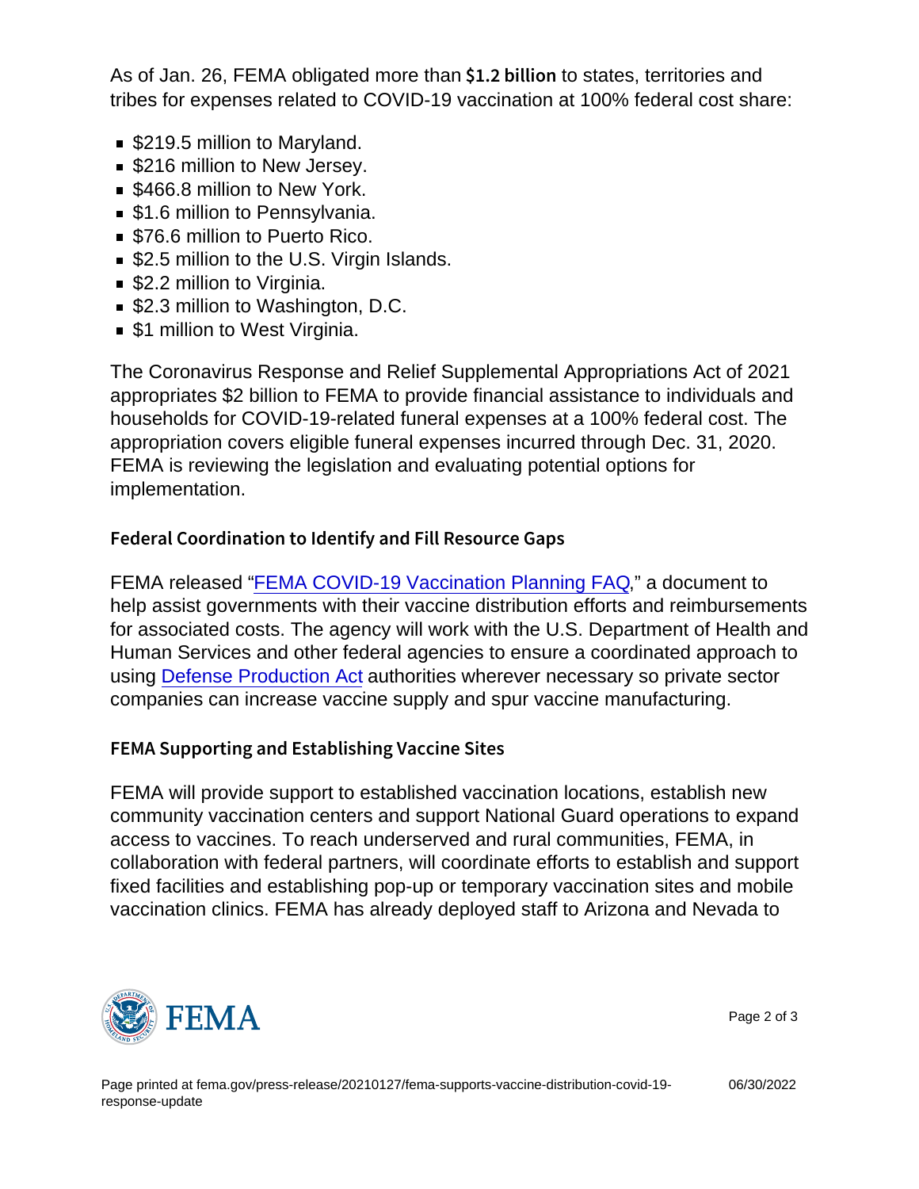As of Jan. 26, FEMA obligated more than **$1.2 billion** to states, territories and tribes for expenses related to COVID-19 vaccination at 100% federal cost share:

- $219.5 million to Maryland.
- $216 million to New Jersey.
- $466.8 million to New York.
- $1.6 million to Pennsylvania.
- $76.6 million to Puerto Rico.
- $2.5 million to the U.S. Virgin Islands.
- $2.2 million to Virginia.
- $2.3 million to Washington, D.C.
- $1 million to West Virginia.

The Coronavirus Response and Relief Supplemental Appropriations Act of 2021 appropriates $2 billion to FEMA to provide financial assistance to individuals and households for COVID-19-related funeral expenses at a 100% federal cost. The appropriation covers eligible funeral expenses incurred through Dec. 31, 2020. FEMA is reviewing the legislation and evaluating potential options for implementation.

### Federal Coordination to Identify and Fill Resource Gaps

FEMA released "FEMA COVID-19 Vaccination Planning FAQ," a document to help assist governments with their vaccine distribution efforts and reimbursements for associated costs. The agency will work with the U.S. Department of Health and Human Services and other federal agencies to ensure a coordinated approach to using Defense Production Act authorities wherever necessary so private sector companies can increase vaccine supply and spur vaccine manufacturing.

### FEMA Supporting and Establishing Vaccine Sites

FEMA will provide support to established vaccination locations, establish new community vaccination centers and support National Guard operations to expand access to vaccines. To reach underserved and rural communities, FEMA, in collaboration with federal partners, will coordinate efforts to establish and support fixed facilities and establishing pop-up or temporary vaccination sites and mobile vaccination clinics. FEMA has already deployed staff to Arizona and Nevada to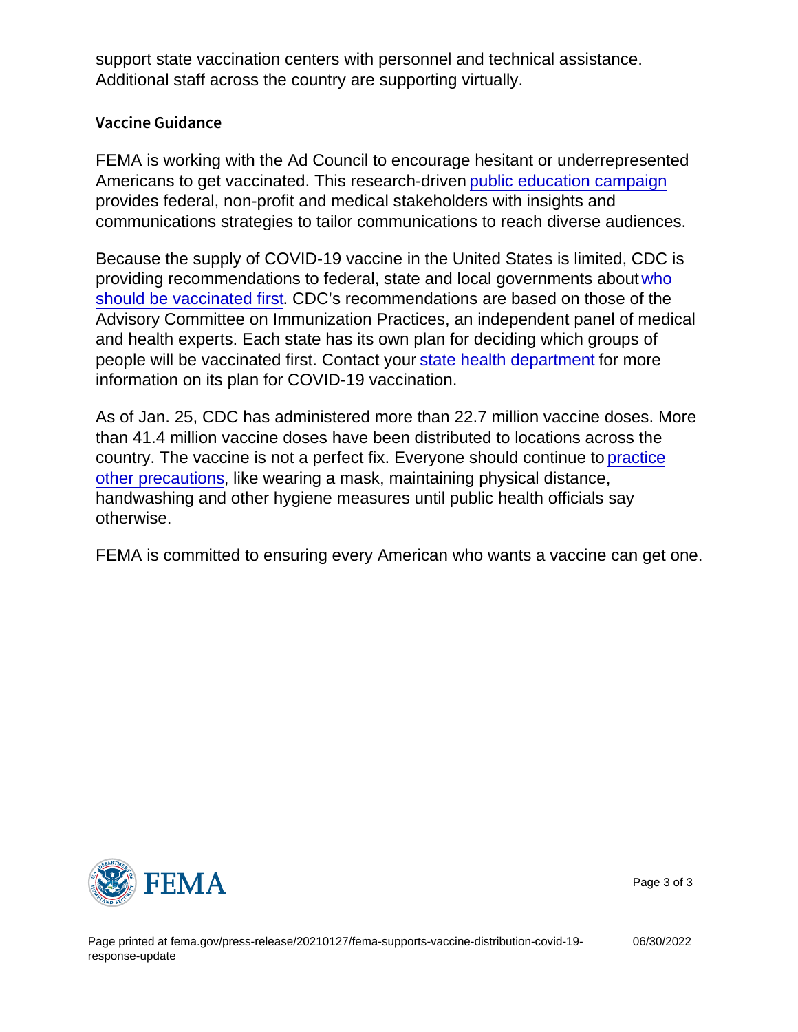support state vaccination centers with personnel and technical assistance. Additional staff across the country are supporting virtually.

### Vaccine Guidance

FEMA is working with the Ad Council to encourage hesitant or underrepresented Americans to get vaccinated. This research-driven public education campaign provides federal, non-profit and medical stakeholders with insights and communications strategies to tailor communications to reach diverse audiences.

Because the supply of COVID-19 vaccine in the United States is limited, CDC is providing recommendations to federal, state and local governments about who should be vaccinated first. CDC's recommendations are based on those of the Advisory Committee on Immunization Practices, an independent panel of medical and health experts. Each state has its own plan for deciding which groups of people will be vaccinated first. Contact your state health department for more information on its plan for COVID-19 vaccination.

As of Jan. 25, CDC has administered more than 22.7 million vaccine doses. More than 41.4 million vaccine doses have been distributed to locations across the country. The vaccine is not a perfect fix. Everyone should continue to practice other precautions, like wearing a mask, maintaining physical distance, handwashing and other hygiene measures until public health officials say otherwise.

FEMA is committed to ensuring every American who wants a vaccine can get one.